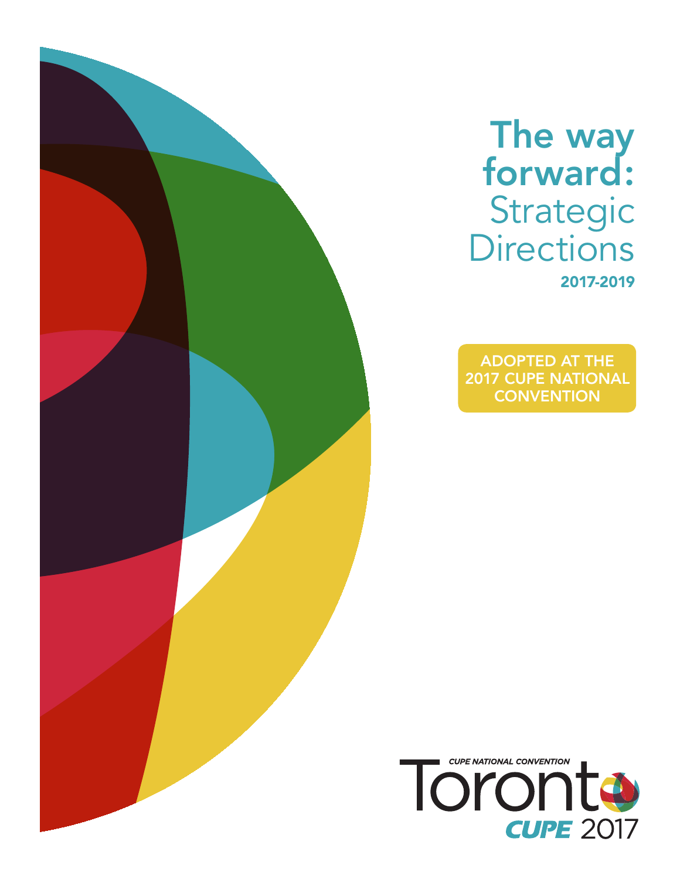# The way forward: Strategic Directions

**2017-2019**

ADOPTED AT THE 2017 CUPE NATIONAL CONVENTION

CUPE NATIONAL CONVENTION

Toronto

CUPE 2017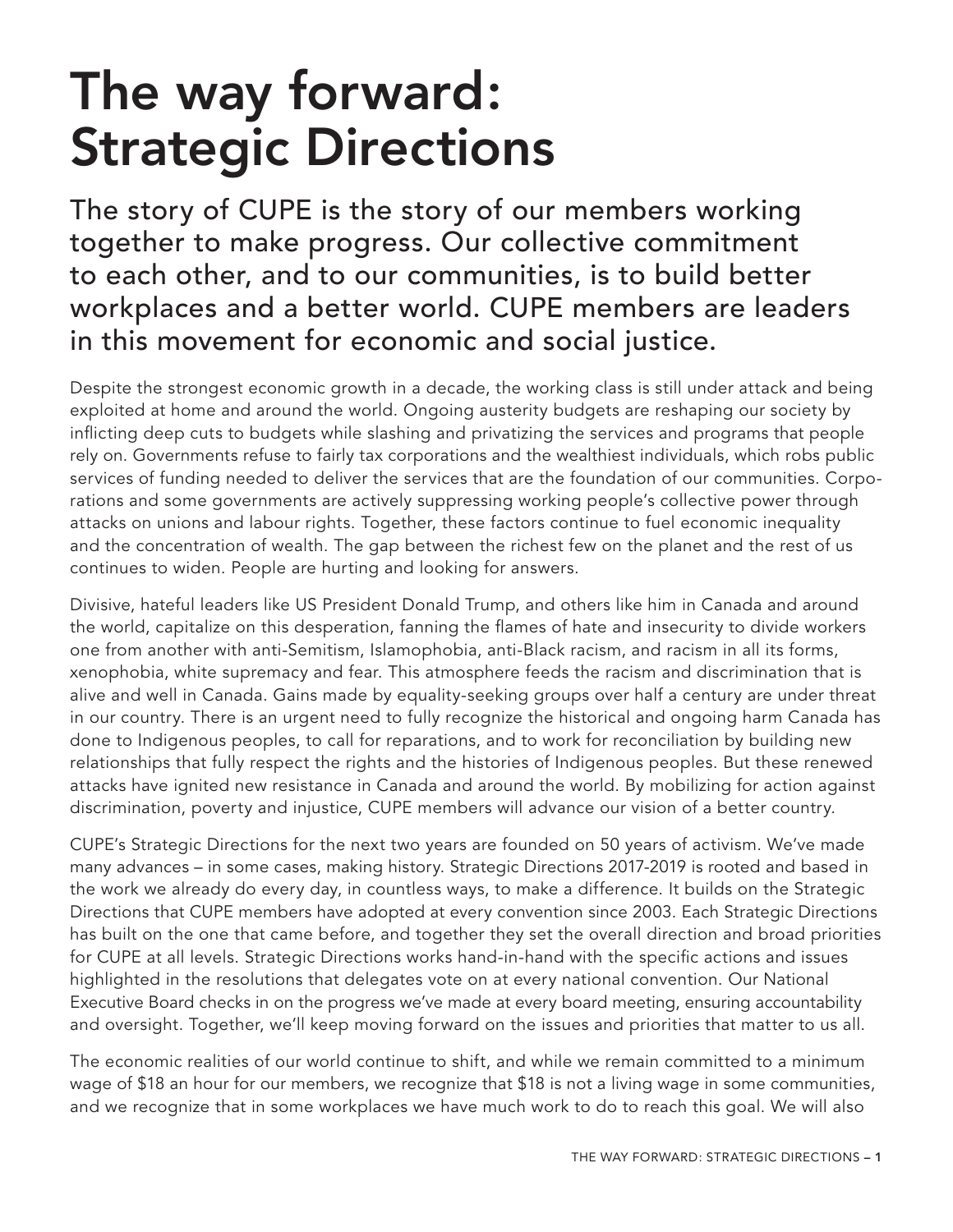# The way forward: Strategic Directions

## The story of CUPE is the story of our members working together to make progress. Our collective commitment to each other, and to our communities, is to build better workplaces and a better world. CUPE members are leaders in this movement for economic and social justice.

Despite the strongest economic growth in a decade, the working class is still under attack and being exploited at home and around the world. Ongoing austerity budgets are reshaping our society by inflicting deep cuts to budgets while slashing and privatizing the services and programs that people rely on. Governments refuse to fairly tax corporations and the wealthiest individuals, which robs public services of funding needed to deliver the services that are the foundation of our communities. Corporations and some governments are actively suppressing working people's collective power through attacks on unions and labour rights. Together, these factors continue to fuel economic inequality and the concentration of wealth. The gap between the richest few on the planet and the rest of us continues to widen. People are hurting and looking for answers.

Divisive, hateful leaders like US President Donald Trump, and others like him in Canada and around the world, capitalize on this desperation, fanning the flames of hate and insecurity to divide workers one from another with anti-Semitism, Islamophobia, anti-Black racism, and racism in all its forms, xenophobia, white supremacy and fear. This atmosphere feeds the racism and discrimination that is alive and well in Canada. Gains made by equality-seeking groups over half a century are under threat in our country. There is an urgent need to fully recognize the historical and ongoing harm Canada has done to Indigenous peoples, to call for reparations, and to work for reconciliation by building new relationships that fully respect the rights and the histories of Indigenous peoples. But these renewed attacks have ignited new resistance in Canada and around the world. By mobilizing for action against discrimination, poverty and injustice, CUPE members will advance our vision of a better country.

CUPE's Strategic Directions for the next two years are founded on 50 years of activism. We've made many advances – in some cases, making history. Strategic Directions 2017-2019 is rooted and based in the work we already do every day, in countless ways, to make a difference. It builds on the Strategic Directions that CUPE members have adopted at every convention since 2003. Each Strategic Directions has built on the one that came before, and together they set the overall direction and broad priorities for CUPE at all levels. Strategic Directions works hand-in-hand with the specific actions and issues highlighted in the resolutions that delegates vote on at every national convention. Our National Executive Board checks in on the progress we've made at every board meeting, ensuring accountability and oversight. Together, we'll keep moving forward on the issues and priorities that matter to us all.

The economic realities of our world continue to shift, and while we remain committed to a minimum wage of $18 an hour for our members, we recognize that $18 is not a living wage in some communities, and we recognize that in some workplaces we have much work to do to reach this goal. We will also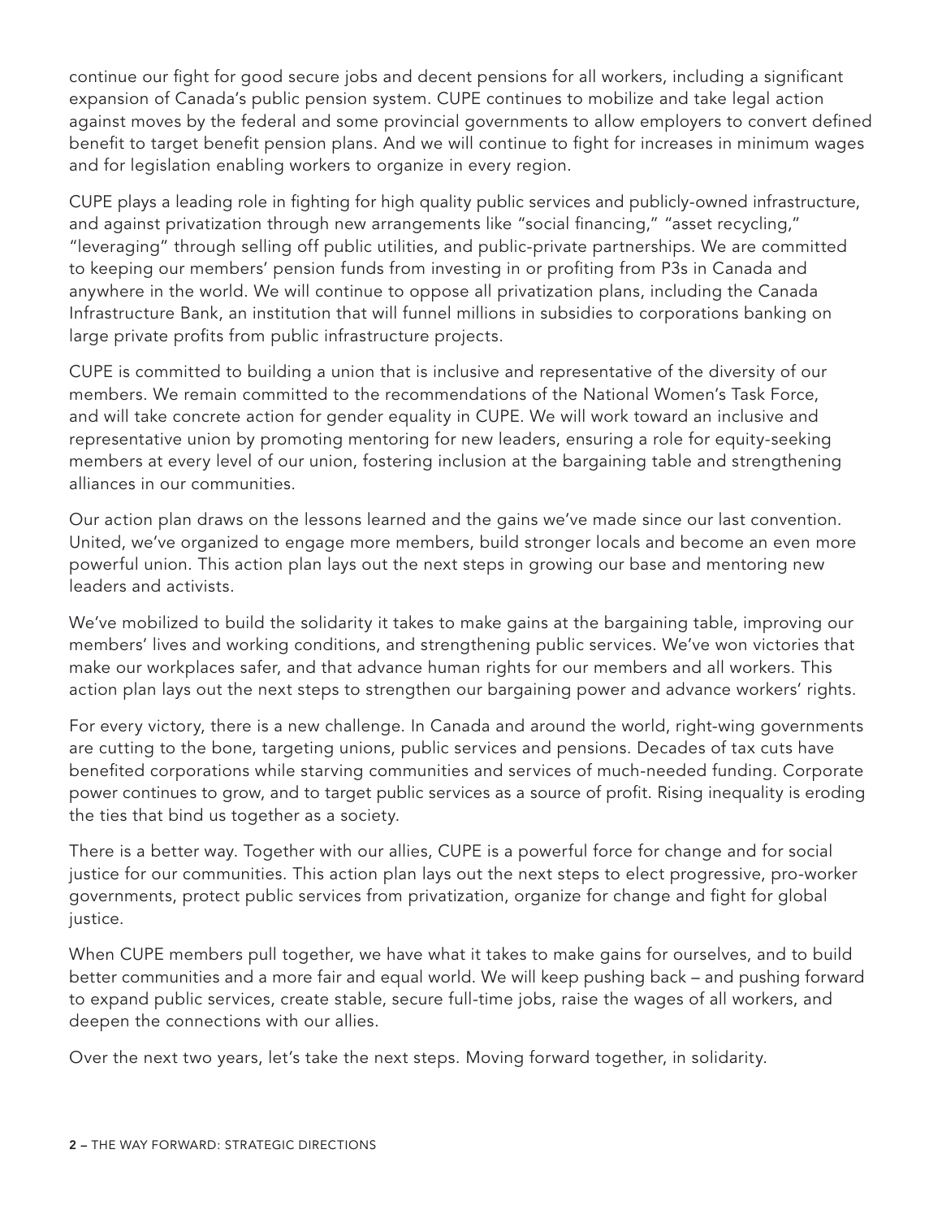continue our fight for good secure jobs and decent pensions for all workers, including a significant expansion of Canada's public pension system. CUPE continues to mobilize and take legal action against moves by the federal and some provincial governments to allow employers to convert defined benefit to target benefit pension plans. And we will continue to fight for increases in minimum wages and for legislation enabling workers to organize in every region.

CUPE plays a leading role in fighting for high quality public services and publicly-owned infrastructure, and against privatization through new arrangements like "social financing," "asset recycling," "leveraging" through selling off public utilities, and public-private partnerships. We are committed to keeping our members' pension funds from investing in or profiting from P3s in Canada and anywhere in the world. We will continue to oppose all privatization plans, including the Canada Infrastructure Bank, an institution that will funnel millions in subsidies to corporations banking on large private profits from public infrastructure projects.

CUPE is committed to building a union that is inclusive and representative of the diversity of our members. We remain committed to the recommendations of the National Women's Task Force, and will take concrete action for gender equality in CUPE. We will work toward an inclusive and representative union by promoting mentoring for new leaders, ensuring a role for equity-seeking members at every level of our union, fostering inclusion at the bargaining table and strengthening alliances in our communities.

Our action plan draws on the lessons learned and the gains we've made since our last convention. United, we've organized to engage more members, build stronger locals and become an even more powerful union. This action plan lays out the next steps in growing our base and mentoring new leaders and activists.

We've mobilized to build the solidarity it takes to make gains at the bargaining table, improving our members' lives and working conditions, and strengthening public services. We've won victories that make our workplaces safer, and that advance human rights for our members and all workers. This action plan lays out the next steps to strengthen our bargaining power and advance workers' rights.

For every victory, there is a new challenge. In Canada and around the world, right-wing governments are cutting to the bone, targeting unions, public services and pensions. Decades of tax cuts have benefited corporations while starving communities and services of much-needed funding. Corporate power continues to grow, and to target public services as a source of profit. Rising inequality is eroding the ties that bind us together as a society.

There is a better way. Together with our allies, CUPE is a powerful force for change and for social justice for our communities. This action plan lays out the next steps to elect progressive, pro-worker governments, protect public services from privatization, organize for change and fight for global justice.

When CUPE members pull together, we have what it takes to make gains for ourselves, and to build better communities and a more fair and equal world. We will keep pushing back – and pushing forward to expand public services, create stable, secure full-time jobs, raise the wages of all workers, and deepen the connections with our allies.

Over the next two years, let's take the next steps. Moving forward together, in solidarity.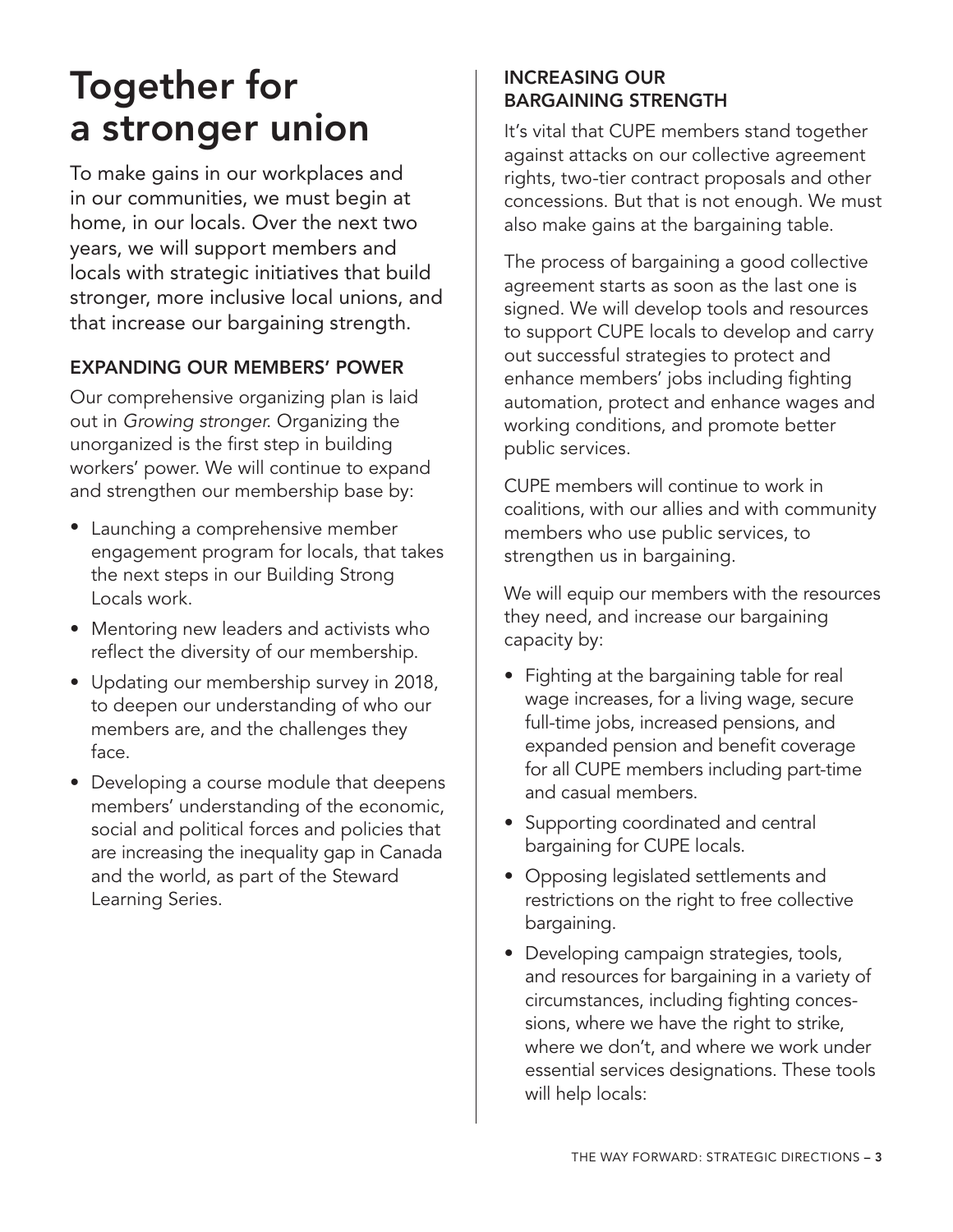# Together for a stronger union

To make gains in our workplaces and in our communities, we must begin at home, in our locals. Over the next two years, we will support members and locals with strategic initiatives that build stronger, more inclusive local unions, and that increase our bargaining strength.

## EXPANDING OUR MEMBERS' POWER

Our comprehensive organizing plan is laid out in *Growing stronger*. Organizing the unorganized is the first step in building workers' power. We will continue to expand and strengthen our membership base by:

- Launching a comprehensive member engagement program for locals, that takes the next steps in our Building Strong Locals work.
- Mentoring new leaders and activists who reflect the diversity of our membership.
- Updating our membership survey in 2018, to deepen our understanding of who our members are, and the challenges they face.
- Developing a course module that deepens members' understanding of the economic, social and political forces and policies that are increasing the inequality gap in Canada and the world, as part of the Steward Learning Series.

## INCREASING OUR BARGAINING STRENGTH

It's vital that CUPE members stand together against attacks on our collective agreement rights, two-tier contract proposals and other concessions. But that is not enough. We must also make gains at the bargaining table.

The process of bargaining a good collective agreement starts as soon as the last one is signed. We will develop tools and resources to support CUPE locals to develop and carry out successful strategies to protect and enhance members' jobs including fighting automation, protect and enhance wages and working conditions, and promote better public services.

CUPE members will continue to work in coalitions, with our allies and with community members who use public services, to strengthen us in bargaining.

We will equip our members with the resources they need, and increase our bargaining capacity by:

- Fighting at the bargaining table for real wage increases, for a living wage, secure full-time jobs, increased pensions, and expanded pension and benefit coverage for all CUPE members including part-time and casual members.
- Supporting coordinated and central bargaining for CUPE locals.
- Opposing legislated settlements and restrictions on the right to free collective bargaining.
- Developing campaign strategies, tools, and resources for bargaining in a variety of circumstances, including fighting concessions, where we have the right to strike, where we don't, and where we work under essential services designations. These tools will help locals: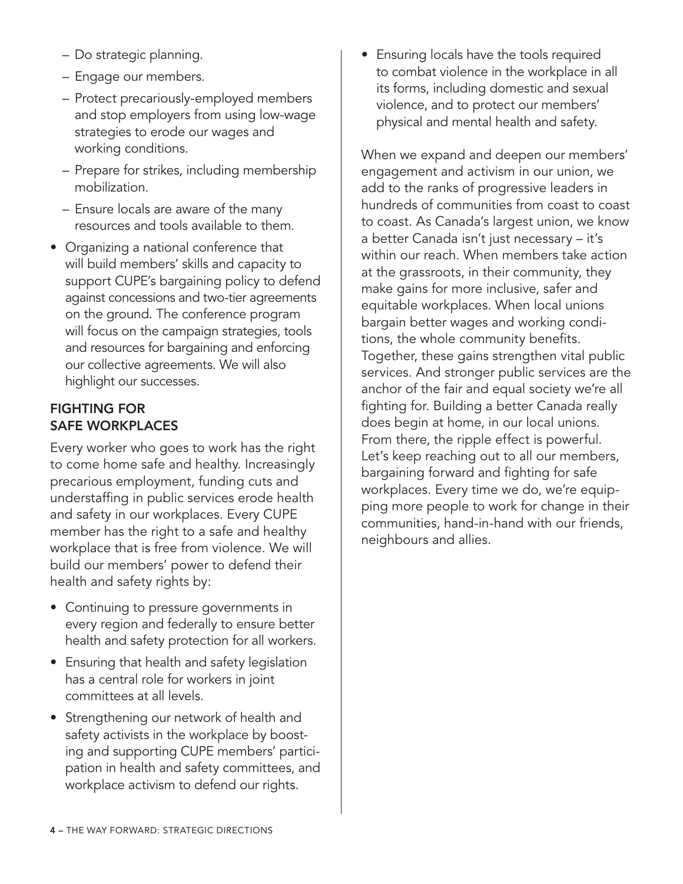- Do strategic planning.
  - Engage our members.
  - Protect precariously-employed members and stop employers from using low-wage strategies to erode our wages and working conditions.
  - Prepare for strikes, including membership mobilization.
  - Ensure locals are aware of the many resources and tools available to them.
- Organizing a national conference that will build members' skills and capacity to support CUPE's bargaining policy to defend against concessions and two-tier agreements on the ground. The conference program will focus on the campaign strategies, tools and resources for bargaining and enforcing our collective agreements. We will also highlight our successes.

## FIGHTING FOR SAFE WORKPLACES

Every worker who goes to work has the right to come home safe and healthy. Increasingly precarious employment, funding cuts and understaffing in public services erode health and safety in our workplaces. Every CUPE member has the right to a safe and healthy workplace that is free from violence. We will build our members' power to defend their health and safety rights by:

- Continuing to pressure governments in every region and federally to ensure better health and safety protection for all workers.
- Ensuring that health and safety legislation has a central role for workers in joint committees at all levels.
- Strengthening our network of health and safety activists in the workplace by boosting and supporting CUPE members' participation in health and safety committees, and workplace activism to defend our rights.
- Ensuring locals have the tools required to combat violence in the workplace in all its forms, including domestic and sexual violence, and to protect our members' physical and mental health and safety.

When we expand and deepen our members' engagement and activism in our union, we add to the ranks of progressive leaders in hundreds of communities from coast to coast to coast. As Canada's largest union, we know a better Canada isn't just necessary – it's within our reach. When members take action at the grassroots, in their community, they make gains for more inclusive, safer and equitable workplaces. When local unions bargain better wages and working conditions, the whole community benefits. Together, these gains strengthen vital public services. And stronger public services are the anchor of the fair and equal society we're all fighting for. Building a better Canada really does begin at home, in our local unions. From there, the ripple effect is powerful. Let's keep reaching out to all our members, bargaining forward and fighting for safe workplaces. Every time we do, we're equipping more people to work for change in their communities, hand-in-hand with our friends, neighbours and allies.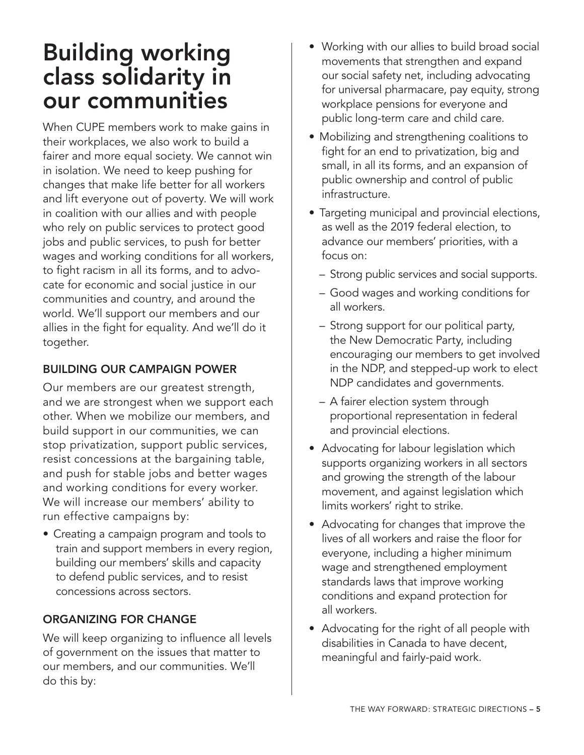# Building working class solidarity in our communities

When CUPE members work to make gains in their workplaces, we also work to build a fairer and more equal society. We cannot win in isolation. We need to keep pushing for changes that make life better for all workers and lift everyone out of poverty. We will work in coalition with our allies and with people who rely on public services to protect good jobs and public services, to push for better wages and working conditions for all workers, to fight racism in all its forms, and to advocate for economic and social justice in our communities and country, and around the world. We'll support our members and our allies in the fight for equality. And we'll do it together.

## BUILDING OUR CAMPAIGN POWER

Our members are our greatest strength, and we are strongest when we support each other. When we mobilize our members, and build support in our communities, we can stop privatization, support public services, resist concessions at the bargaining table, and push for stable jobs and better wages and working conditions for every worker. We will increase our members' ability to run effective campaigns by:

- Creating a campaign program and tools to train and support members in every region, building our members' skills and capacity to defend public services, and to resist concessions across sectors.

## ORGANIZING FOR CHANGE

We will keep organizing to influence all levels of government on the issues that matter to our members, and our communities. We'll do this by:

- Working with our allies to build broad social movements that strengthen and expand our social safety net, including advocating for universal pharmacare, pay equity, strong workplace pensions for everyone and public long-term care and child care.
- Mobilizing and strengthening coalitions to fight for an end to privatization, big and small, in all its forms, and an expansion of public ownership and control of public infrastructure.
- Targeting municipal and provincial elections, as well as the 2019 federal election, to advance our members' priorities, with a focus on:
  - Strong public services and social supports.
  - Good wages and working conditions for all workers.
  - Strong support for our political party, the New Democratic Party, including encouraging our members to get involved in the NDP, and stepped-up work to elect NDP candidates and governments.
  - A fairer election system through proportional representation in federal and provincial elections.
- Advocating for labour legislation which supports organizing workers in all sectors and growing the strength of the labour movement, and against legislation which limits workers' right to strike.
- Advocating for changes that improve the lives of all workers and raise the floor for everyone, including a higher minimum wage and strengthened employment standards laws that improve working conditions and expand protection for all workers.
- Advocating for the right of all people with disabilities in Canada to have decent, meaningful and fairly-paid work.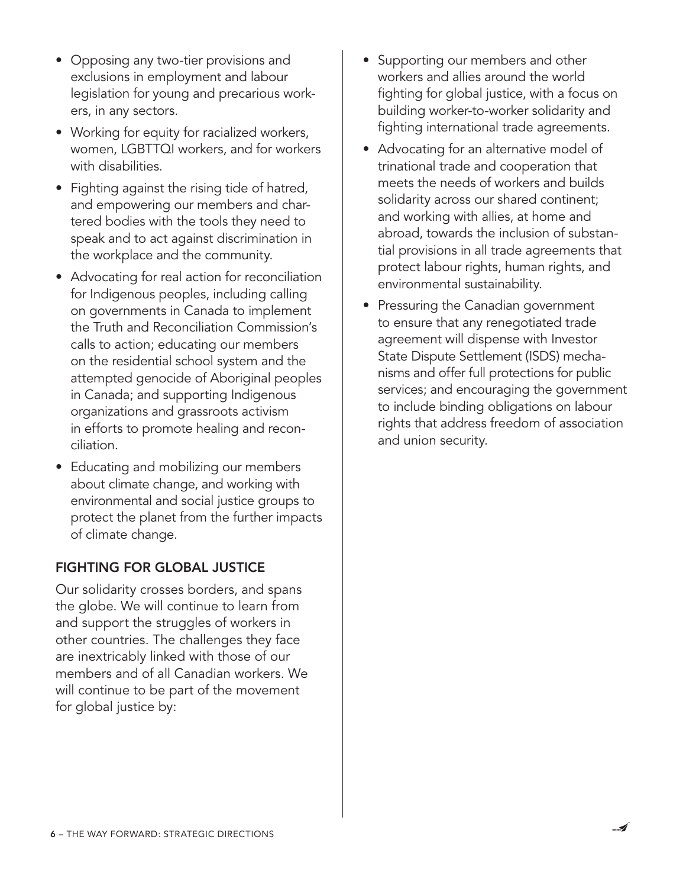- Opposing any two-tier provisions and exclusions in employment and labour legislation for young and precarious workers, in any sectors.
- Working for equity for racialized workers, women, LGBTTQI workers, and for workers with disabilities.
- Fighting against the rising tide of hatred, and empowering our members and chartered bodies with the tools they need to speak and to act against discrimination in the workplace and the community.
- Advocating for real action for reconciliation for Indigenous peoples, including calling on governments in Canada to implement the Truth and Reconciliation Commission's calls to action; educating our members on the residential school system and the attempted genocide of Aboriginal peoples in Canada; and supporting Indigenous organizations and grassroots activism in efforts to promote healing and reconciliation.
- Educating and mobilizing our members about climate change, and working with environmental and social justice groups to protect the planet from the further impacts of climate change.

## FIGHTING FOR GLOBAL JUSTICE

Our solidarity crosses borders, and spans the globe. We will continue to learn from and support the struggles of workers in other countries. The challenges they face are inextricably linked with those of our members and of all Canadian workers. We will continue to be part of the movement for global justice by:

- Supporting our members and other workers and allies around the world fighting for global justice, with a focus on building worker-to-worker solidarity and fighting international trade agreements.
- Advocating for an alternative model of trinational trade and cooperation that meets the needs of workers and builds solidarity across our shared continent; and working with allies, at home and abroad, towards the inclusion of substantial provisions in all trade agreements that protect labour rights, human rights, and environmental sustainability.
- Pressuring the Canadian government to ensure that any renegotiated trade agreement will dispense with Investor State Dispute Settlement (ISDS) mechanisms and offer full protections for public services; and encouraging the government to include binding obligations on labour rights that address freedom of association and union security.